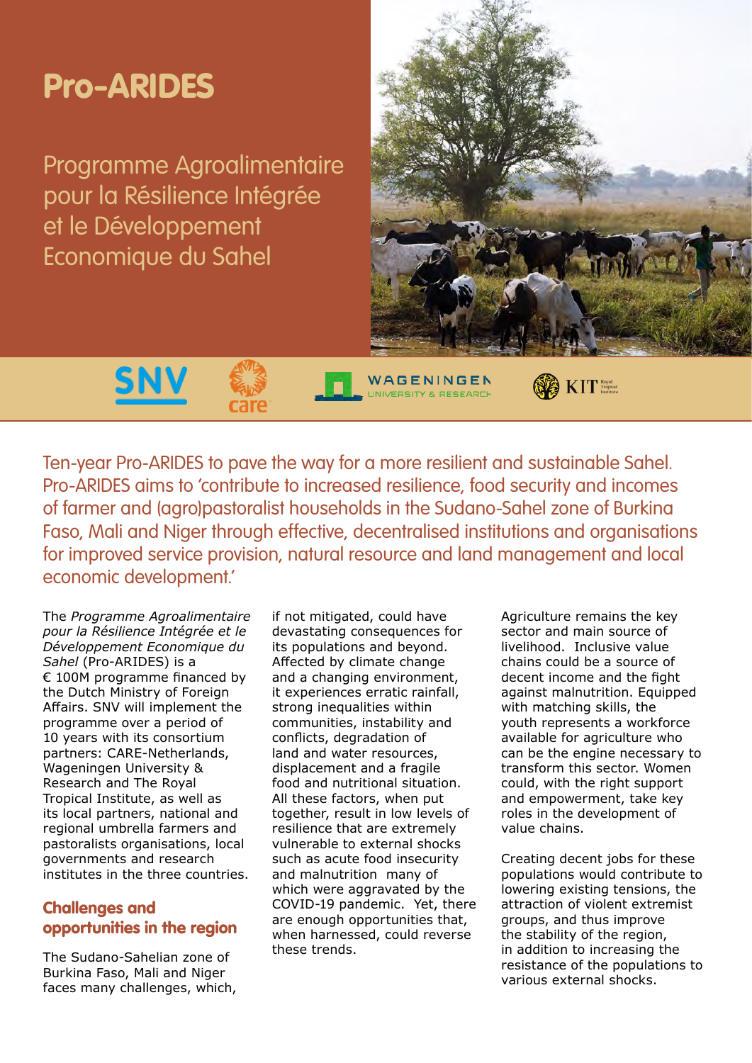# Pro-ARIDES

Programme Agroalimentaire pour la Résilience Intégrée et le Développement Economique du Sahel

Ten-year Pro-ARIDES to pave the way for a more resilient and sustainable Sahel. Pro-ARIDES aims to 'contribute to increased resilience, food security and incomes of farmer and (agro)pastoralist households in the Sudano-Sahel zone of Burkina Faso, Mali and Niger through effective, decentralised institutions and organisations for improved service provision, natural resource and land management and local economic development.'

The *Programme Agroalimentaire pour la Résilience Intégrée et le Développement Economique du Sahel* (Pro-ARIDES) is a € 100M programme financed by the Dutch Ministry of Foreign Affairs. SNV will implement the programme over a period of 10 years with its consortium partners: CARE-Netherlands, Wageningen University & Research and The Royal Tropical Institute, as well as its local partners, national and regional umbrella farmers and pastoralists organisations, local governments and research institutes in the three countries.

## Challenges and opportunities in the region

The Sudano-Sahelian zone of Burkina Faso, Mali and Niger faces many challenges, which, if not mitigated, could have devastating consequences for its populations and beyond. Affected by climate change and a changing environment, it experiences erratic rainfall, strong inequalities within communities, instability and conflicts, degradation of land and water resources, displacement and a fragile food and nutritional situation. All these factors, when put together, result in low levels of resilience that are extremely vulnerable to external shocks such as acute food insecurity and malnutrition many of which were aggravated by the COVID-19 pandemic. Yet, there are enough opportunities that, when harnessed, could reverse these trends.

Agriculture remains the key sector and main source of livelihood. Inclusive value chains could be a source of decent income and the fight against malnutrition. Equipped with matching skills, the youth represents a workforce available for agriculture who can be the engine necessary to transform this sector. Women could, with the right support and empowerment, take key roles in the development of value chains.

Creating decent jobs for these populations would contribute to lowering existing tensions, the attraction of violent extremist groups, and thus improve the stability of the region, in addition to increasing the resistance of the populations to various external shocks.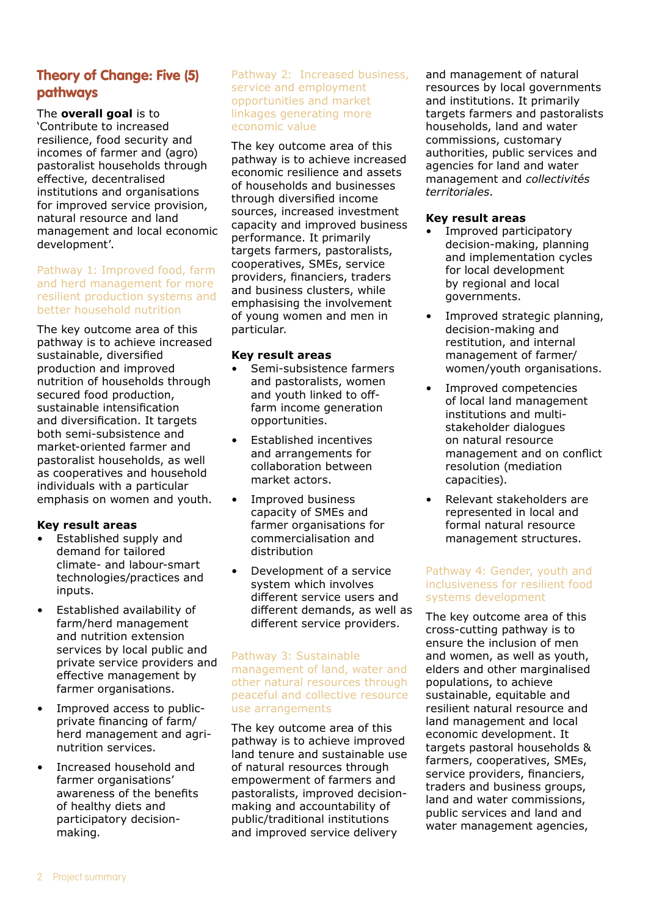## Theory of Change: Five (5) pathways

The **overall goal** is to 'Contribute to increased resilience, food security and incomes of farmer and (agro) pastoralist households through effective, decentralised institutions and organisations for improved service provision, natural resource and land management and local economic development'.

### Pathway 1: Improved food, farm and herd management for more resilient production systems and better household nutrition

The key outcome area of this pathway is to achieve increased sustainable, diversified production and improved nutrition of households through secured food production, sustainable intensification and diversification. It targets both semi-subsistence and market-oriented farmer and pastoralist households, as well as cooperatives and household individuals with a particular emphasis on women and youth.

**Key result areas**

- Established supply and demand for tailored climate- and labour-smart technologies/practices and inputs.
- Established availability of farm/herd management and nutrition extension services by local public and private service providers and effective management by farmer organisations.
- Improved access to public-private financing of farm/herd management and agri-nutrition services.
- Increased household and farmer organisations' awareness of the benefits of healthy diets and participatory decision-making.

### Pathway 2: Increased business, service and employment opportunities and market linkages generating more economic value

The key outcome area of this pathway is to achieve increased economic resilience and assets of households and businesses through diversified income sources, increased investment capacity and improved business performance. It primarily targets farmers, pastoralists, cooperatives, SMEs, service providers, financiers, traders and business clusters, while emphasising the involvement of young women and men in particular.

**Key result areas**

- Semi-subsistence farmers and pastoralists, women and youth linked to off-farm income generation opportunities.
- Established incentives and arrangements for collaboration between market actors.
- Improved business capacity of SMEs and farmer organisations for commercialisation and distribution
- Development of a service system which involves different service users and different demands, as well as different service providers.

### Pathway 3: Sustainable management of land, water and other natural resources through peaceful and collective resource use arrangements

The key outcome area of this pathway is to achieve improved land tenure and sustainable use of natural resources through empowerment of farmers and pastoralists, improved decision-making and accountability of public/traditional institutions and improved service delivery and management of natural resources by local governments and institutions. It primarily targets farmers and pastoralists households, land and water commissions, customary authorities, public services and agencies for land and water management and *collectivités territoriales*.

**Key result areas**

- Improved participatory decision-making, planning and implementation cycles for local development by regional and local governments.
- Improved strategic planning, decision-making and restitution, and internal management of farmer/ women/youth organisations.
- Improved competencies of local land management institutions and multi-stakeholder dialogues on natural resource management and on conflict resolution (mediation capacities).
- Relevant stakeholders are represented in local and formal natural resource management structures.

### Pathway 4: Gender, youth and inclusiveness for resilient food systems development

The key outcome area of this cross-cutting pathway is to ensure the inclusion of men and women, as well as youth, elders and other marginalised populations, to achieve sustainable, equitable and resilient natural resource and land management and local economic development. It targets pastoral households & farmers, cooperatives, SMEs, service providers, financiers, traders and business groups, land and water commissions, public services and land and water management agencies,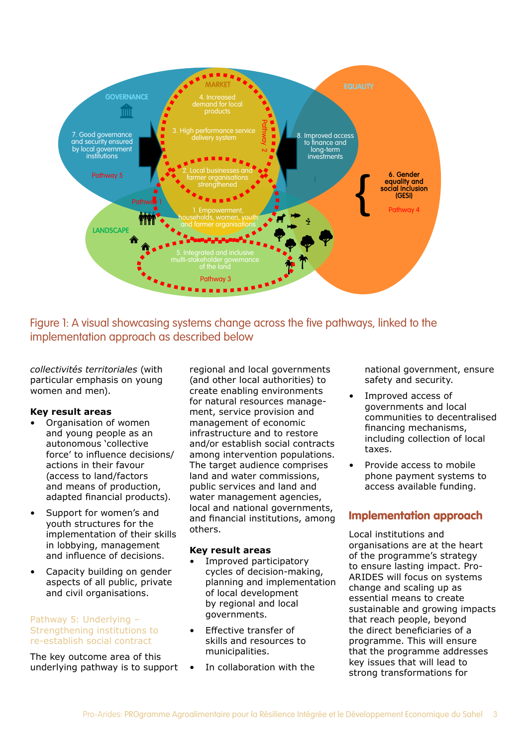Figure 1: A visual showcasing systems change across the five pathways, linked to the implementation approach as described below

*collectivités territoriales* (with particular emphasis on young women and men).

**Key result areas**

- Organisation of women and young people as an autonomous 'collective force' to influence decisions/ actions in their favour (access to land/factors and means of production, adapted financial products).
- Support for women's and youth structures for the implementation of their skills in lobbying, management and influence of decisions.
- Capacity building on gender aspects of all public, private and civil organisations.

### Pathway 5: Underlying – Strengthening institutions to re-establish social contract

The key outcome area of this underlying pathway is to support regional and local governments (and other local authorities) to create enabling environments for natural resources management, service provision and management of economic infrastructure and to restore and/or establish social contracts among intervention populations. The target audience comprises land and water commissions, public services and land and water management agencies, local and national governments, and financial institutions, among others.

**Key result areas**

- Improved participatory cycles of decision-making, planning and implementation of local development by regional and local governments.
- Effective transfer of skills and resources to municipalities.
- In collaboration with the national government, ensure safety and security.
- Improved access of governments and local communities to decentralised financing mechanisms, including collection of local taxes.
- Provide access to mobile phone payment systems to access available funding.

## Implementation approach

Local institutions and organisations are at the heart of the programme's strategy to ensure lasting impact. Pro-ARIDES will focus on systems change and scaling up as essential means to create sustainable and growing impacts that reach people, beyond the direct beneficiaries of a programme. This will ensure that the programme addresses key issues that will lead to strong transformations for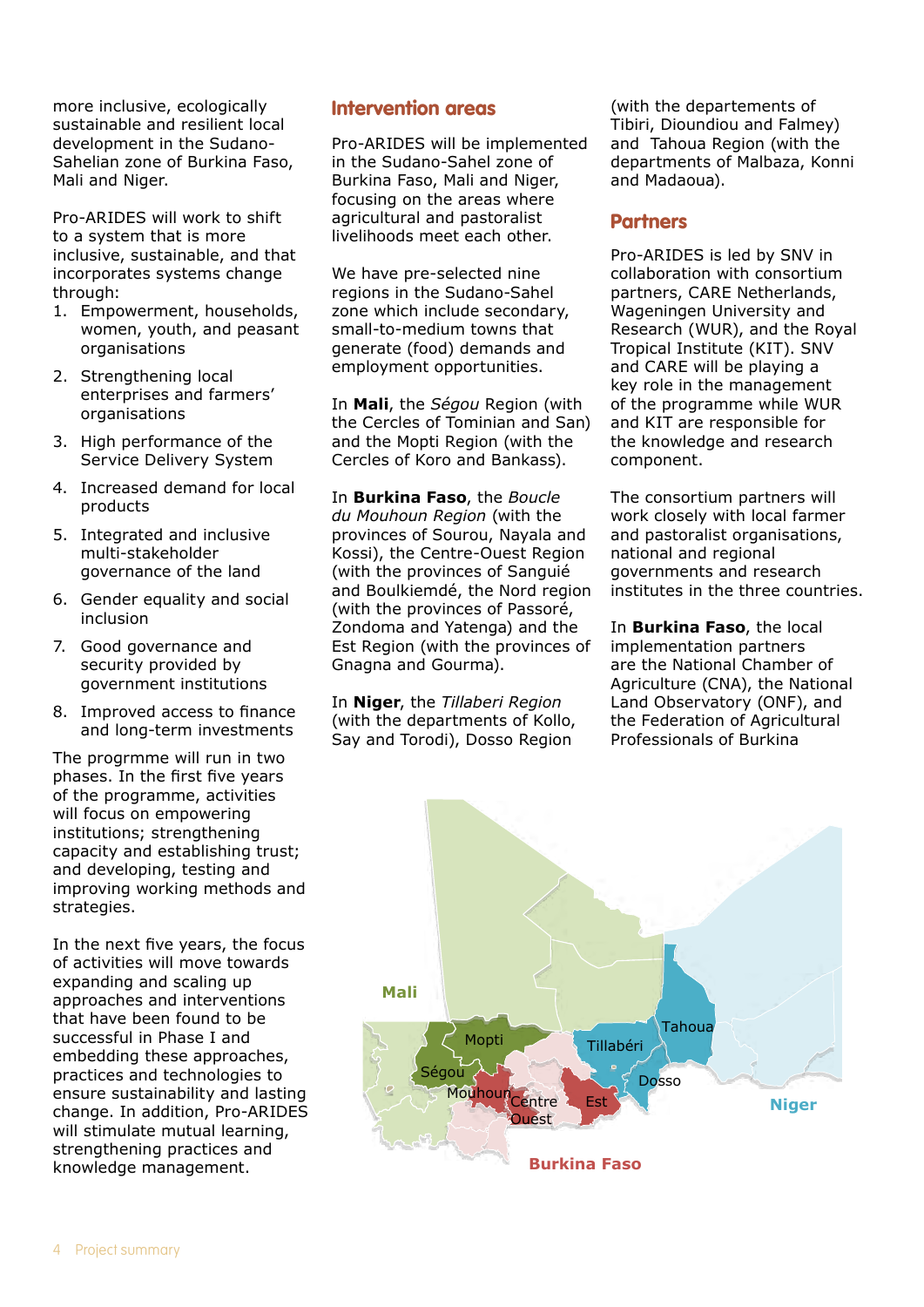more inclusive, ecologically sustainable and resilient local development in the Sudano-Sahelian zone of Burkina Faso, Mali and Niger.

Pro-ARIDES will work to shift to a system that is more inclusive, sustainable, and that incorporates systems change through:

1. Empowerment, households, women, youth, and peasant organisations
2. Strengthening local enterprises and farmers' organisations
3. High performance of the Service Delivery System
4. Increased demand for local products
5. Integrated and inclusive multi-stakeholder governance of the land
6. Gender equality and social inclusion
7. Good governance and security provided by government institutions
8. Improved access to finance and long-term investments

The progrmme will run in two phases. In the first five years of the programme, activities will focus on empowering institutions; strengthening capacity and establishing trust; and developing, testing and improving working methods and strategies.

In the next five years, the focus of activities will move towards expanding and scaling up approaches and interventions that have been found to be successful in Phase I and embedding these approaches, practices and technologies to ensure sustainability and lasting change. In addition, Pro-ARIDES will stimulate mutual learning, strengthening practices and knowledge management.

## Intervention areas

Pro-ARIDES will be implemented in the Sudano-Sahel zone of Burkina Faso, Mali and Niger, focusing on the areas where agricultural and pastoralist livelihoods meet each other.

We have pre-selected nine regions in the Sudano-Sahel zone which include secondary, small-to-medium towns that generate (food) demands and employment opportunities.

In **Mali**, the *Ségou* Region (with the Cercles of Tominian and San) and the Mopti Region (with the Cercles of Koro and Bankass).

In **Burkina Faso**, the *Boucle du Mouhoun Region* (with the provinces of Sourou, Nayala and Kossi), the Centre-Ouest Region (with the provinces of Sanguié and Boulkiemdé, the Nord region (with the provinces of Passoré, Zondoma and Yatenga) and the Est Region (with the provinces of Gnagna and Gourma).

In **Niger**, the *Tillaberi Region* (with the departments of Kollo, Say and Torodi), Dosso Region (with the departements of Tibiri, Dioundiou and Falmey) and Tahoua Region (with the departments of Malbaza, Konni and Madaoua).

## Partners

Pro-ARIDES is led by SNV in collaboration with consortium partners, CARE Netherlands, Wageningen University and Research (WUR), and the Royal Tropical Institute (KIT). SNV and CARE will be playing a key role in the management of the programme while WUR and KIT are responsible for the knowledge and research component.

The consortium partners will work closely with local farmer and pastoralist organisations, national and regional governments and research institutes in the three countries.

In **Burkina Faso**, the local implementation partners are the National Chamber of Agriculture (CNA), the National Land Observatory (ONF), and the Federation of Agricultural Professionals of Burkina

Mali
Mopti
Ségou
Mouhoun
Centre Ouest
Est
Tillabéri
Tahoua
Dosso
Niger
Burkina Faso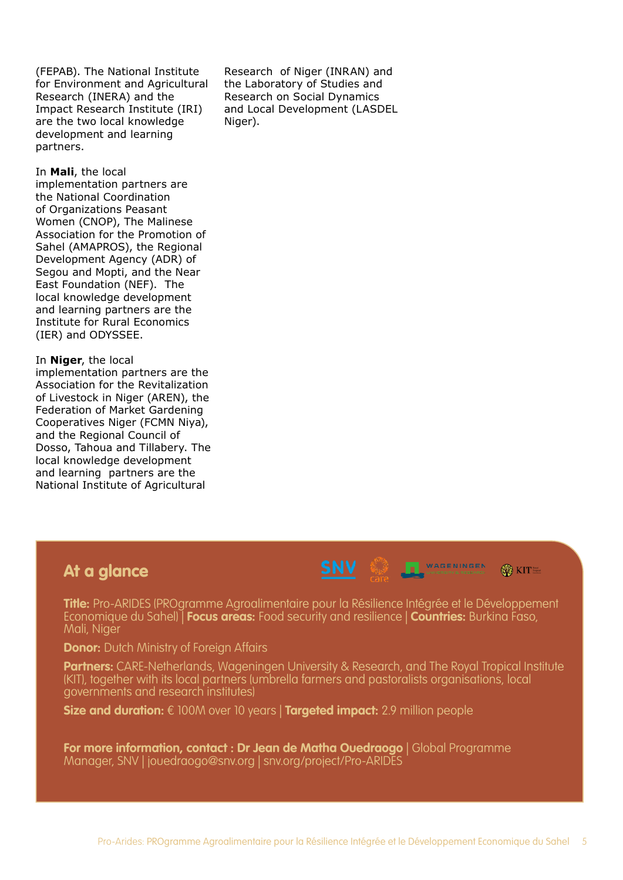(FEPAB). The National Institute for Environment and Agricultural Research (INERA) and the Impact Research Institute (IRI) are the two local knowledge development and learning partners.

In **Mali**, the local implementation partners are the National Coordination of Organizations Peasant Women (CNOP), The Malinese Association for the Promotion of Sahel (AMAPROS), the Regional Development Agency (ADR) of Segou and Mopti, and the Near East Foundation (NEF). The local knowledge development and learning partners are the Institute for Rural Economics (IER) and ODYSSEE.

In **Niger**, the local implementation partners are the Association for the Revitalization of Livestock in Niger (AREN), the Federation of Market Gardening Cooperatives Niger (FCMN Niya), and the Regional Council of Dosso, Tahoua and Tillabery. The local knowledge development and learning partners are the National Institute of Agricultural Research of Niger (INRAN) and the Laboratory of Studies and Research on Social Dynamics and Local Development (LASDEL Niger).

## At a glance

**Title:** Pro-ARIDES (PROgramme Agroalimentaire pour la Résilience Intégrée et le Développement Economique du Sahel) | **Focus areas:** Food security and resilience | **Countries:** Burkina Faso, Mali, Niger

**Donor:** Dutch Ministry of Foreign Affairs

**Partners:** CARE-Netherlands, Wageningen University & Research, and The Royal Tropical Institute (KIT), together with its local partners (umbrella farmers and pastoralists organisations, local governments and research institutes)

**Size and duration:** € 100M over 10 years | **Targeted impact:** 2.9 million people

**For more information, contact : Dr Jean de Matha Ouedraogo** | Global Programme Manager, SNV | jouedraogo@snv.org | snv.org/project/Pro-ARIDES